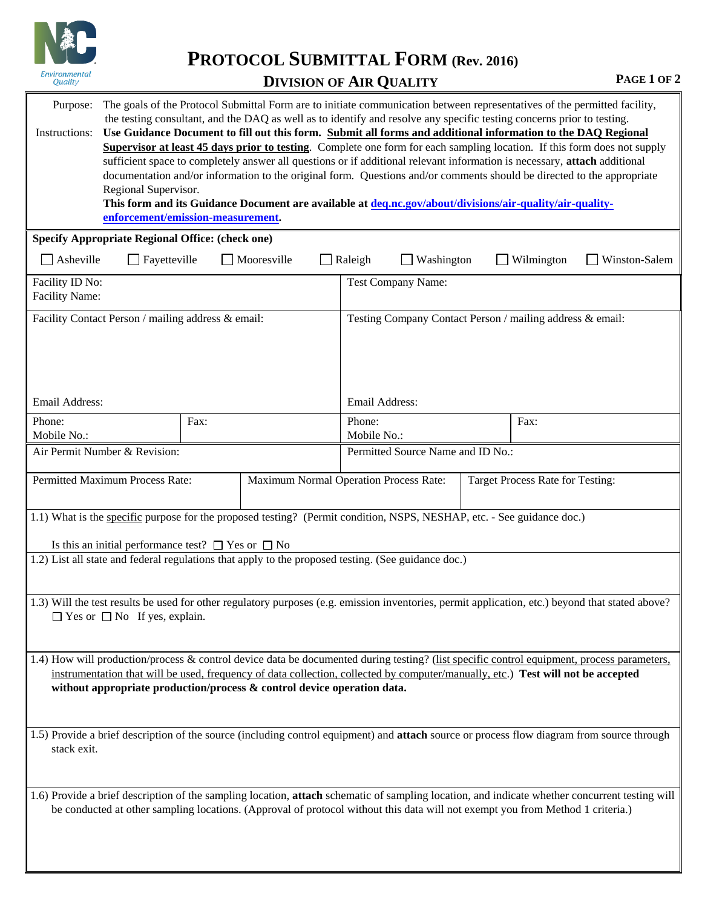# PROTOCOL SUBMITTAL FORM (Rev. 2016)

## DIVISION OF AIR QUALITY

Purpose: The goals of the Protocol Submittal Form are to initiate communication between representatives of the permitted facility, the testing consultant, and the DAQ as well as to identify and resolve any specific testing concerns prior to testing.

Instructions: **Use Guidance Document to fill out this form. Submit all forms and additional information to the DAQ Regional Supervisor at least 45 days prior to testing**. Complete one form for each sampling location. If this form does not supply sufficient space to completely answer all questions or if additional relevant information is necessary, **attach** additional documentation and/or information to the original form. Questions and/or comments should be directed to the appropriate Regional Supervisor.
**This form and its Guidance Document are available at deq.nc.gov/about/divisions/air-quality/air-quality-enforcement/emission-measurement.**

**Specify Appropriate Regional Office: (check one)**

☐ Asheville ☐ Fayetteville ☐ Mooresville ☐ Raleigh ☐ Washington ☐ Wilmington ☐ Winston-Salem

| | | | |
|---|---|---|---|
| Facility ID No:<br>Facility Name: | | Test Company Name: | |
| Facility Contact Person / mailing address & email:<br><br>Email Address: | | Testing Company Contact Person / mailing address & email:<br><br>Email Address: | |
| Phone:<br>Mobile No.: | Fax: | Phone:<br>Mobile No.: | Fax: |
| Air Permit Number & Revision: | | Permitted Source Name and ID No.: | |

| Permitted Maximum Process Rate: | Maximum Normal Operation Process Rate: | Target Process Rate for Testing: |
|---|---|---|
| | | |

1.1) What is the specific purpose for the proposed testing? (Permit condition, NSPS, NESHAP, etc. - See guidance doc.)

Is this an initial performance test? ☐ Yes or ☐ No

1.2) List all state and federal regulations that apply to the proposed testing. (See guidance doc.)

1.3) Will the test results be used for other regulatory purposes (e.g. emission inventories, permit application, etc.) beyond that stated above? ☐ Yes or ☐ No If yes, explain.

1.4) How will production/process & control device data be documented during testing? (list specific control equipment, process parameters, instrumentation that will be used, frequency of data collection, collected by computer/manually, etc.) **Test will not be accepted without appropriate production/process & control device operation data.**

1.5) Provide a brief description of the source (including control equipment) and **attach** source or process flow diagram from source through stack exit.

1.6) Provide a brief description of the sampling location, **attach** schematic of sampling location, and indicate whether concurrent testing will be conducted at other sampling locations. (Approval of protocol without this data will not exempt you from Method 1 criteria.)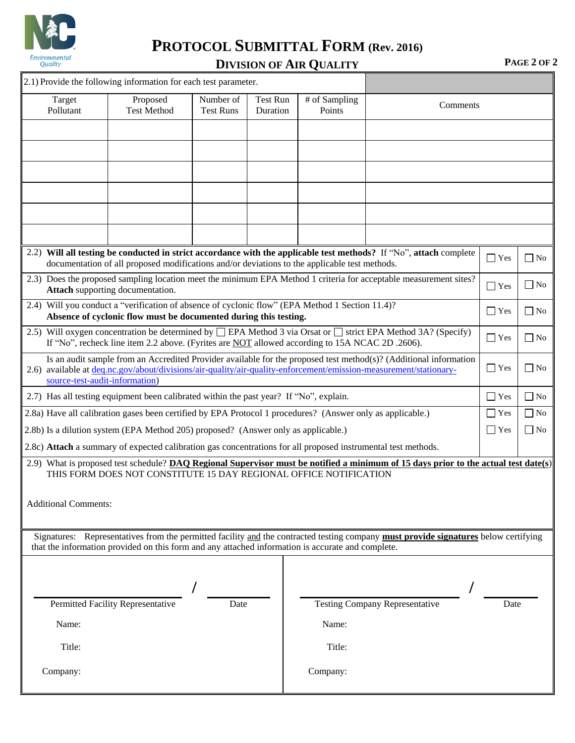# PROTOCOL SUBMITTAL FORM (Rev. 2016)

## DIVISION OF AIR QUALITY

2.1) Provide the following information for each test parameter.

| Target Pollutant | Proposed Test Method | Number of Test Runs | Test Run Duration | # of Sampling Points | Comments |
|---|---|---|---|---|---|
| | | | | | |
| | | | | | |
| | | | | | |
| | | | | | |
| | | | | | |
| | | | | | |

| | | |
|---|---|---|
| 2.2) **Will all testing be conducted in strict accordance with the applicable test methods?** If "No", **attach** complete documentation of all proposed modifications and/or deviations to the applicable test methods. | ☐ Yes | ☐ No |
| 2.3) Does the proposed sampling location meet the minimum EPA Method 1 criteria for acceptable measurement sites? **Attach** supporting documentation. | ☐ Yes | ☐ No |
| 2.4) Will you conduct a "verification of absence of cyclonic flow" (EPA Method 1 Section 11.4)? **Absence of cyclonic flow must be documented during this testing.** | ☐ Yes | ☐ No |
| 2.5) Will oxygen concentration be determined by ☐ EPA Method 3 via Orsat or ☐ strict EPA Method 3A? (Specify) If "No", recheck line item 2.2 above. (Fyrites are NOT allowed according to 15A NCAC 2D .2606). | ☐ Yes | ☐ No |
| 2.6) Is an audit sample from an Accredited Provider available for the proposed test method(s)? (Additional information available at deq.nc.gov/about/divisions/air-quality/air-quality-enforcement/emission-measurement/stationary-source-test-audit-information) | ☐ Yes | ☐ No |
| 2.7) Has all testing equipment been calibrated within the past year? If "No", explain. | ☐ Yes | ☐ No |
| 2.8a) Have all calibration gases been certified by EPA Protocol 1 procedures? (Answer only as applicable.) | ☐ Yes | ☐ No |
| 2.8b) Is a dilution system (EPA Method 205) proposed? (Answer only as applicable.) | ☐ Yes | ☐ No |
| 2.8c) **Attach** a summary of expected calibration gas concentrations for all proposed instrumental test methods. | | |

2.9) What is proposed test schedule? **DAQ Regional Supervisor must be notified a minimum of 15 days prior to the actual test date(s)**
THIS FORM DOES NOT CONSTITUTE 15 DAY REGIONAL OFFICE NOTIFICATION

Additional Comments:

Signatures: Representatives from the permitted facility and the contracted testing company **must provide signatures** below certifying that the information provided on this form and any attached information is accurate and complete.

| | |
|---|---|
| \_\_\_\_\_\_\_\_\_\_\_\_\_\_\_\_ / \_\_\_\_\_\_\_\_ | \_\_\_\_\_\_\_\_\_\_\_\_\_\_\_\_ / \_\_\_\_\_\_\_\_ |
| Permitted Facility Representative / Date | Testing Company Representative / Date |
| Name: | Name: |
| Title: | Title: |
| Company: | Company: |